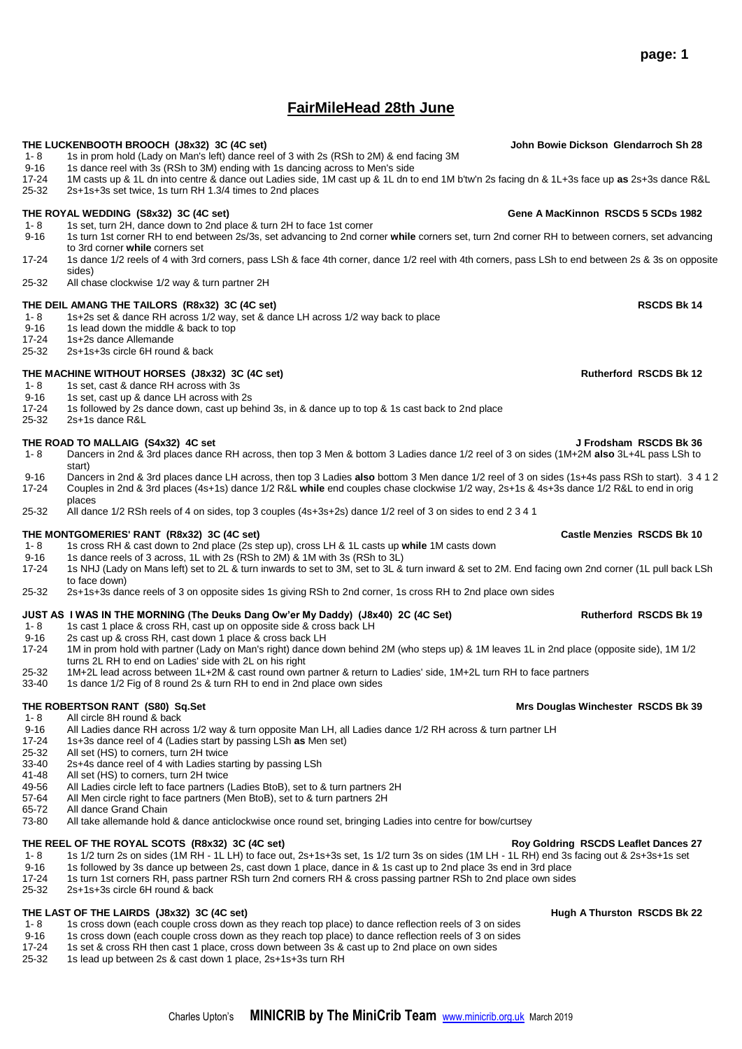# FairMileHead 28th June

**THE LUCKENBOOTH BROOCH (J8x32) 3C (4C set)** — John Bowie Dickson Glendarroch Sh 28

- 1- 8 1s in prom hold (Lady on Man's left) dance reel of 3 with 2s (RSh to 2M) & end facing 3M
- 9-16 1s dance reel with 3s (RSh to 3M) ending with 1s dancing across to Men's side
- 17-24 1M casts up & 1L dn into centre & dance out Ladies side, 1M cast up & 1L dn to end 1M b'tw'n 2s facing dn & 1L+3s face up **as** 2s+3s dance R&L
- 25-32 2s+1s+3s set twice, 1s turn RH 1.3/4 times to 2nd places

**THE ROYAL WEDDING (S8x32) 3C (4C set)** — Gene A MacKinnon RSCDS 5 SCDs 1982

- 1- 8 1s set, turn 2H, dance down to 2nd place & turn 2H to face 1st corner
- 9-16 1s turn 1st corner RH to end between 2s/3s, set advancing to 2nd corner **while** corners set, turn 2nd corner RH to between corners, set advancing to 3rd corner **while** corners set
- 17-24 1s dance 1/2 reels of 4 with 3rd corners, pass LSh & face 4th corner, dance 1/2 reel with 4th corners, pass LSh to end between 2s & 3s on opposite sides)
- 25-32 All chase clockwise 1/2 way & turn partner 2H

**THE DEIL AMANG THE TAILORS (R8x32) 3C (4C set)** — RSCDS Bk 14

- 1- 8 1s+2s set & dance RH across 1/2 way, set & dance LH across 1/2 way back to place
- 9-16 1s lead down the middle & back to top
- 17-24 1s+2s dance Allemande
- 25-32 2s+1s+3s circle 6H round & back

**THE MACHINE WITHOUT HORSES (J8x32) 3C (4C set)** — Rutherford RSCDS Bk 12

- 1- 8 1s set, cast & dance RH across with 3s
- 9-16 1s set, cast up & dance LH across with 2s
- 17-24 1s followed by 2s dance down, cast up behind 3s, in & dance up to top & 1s cast back to 2nd place
- 25-32 2s+1s dance R&L

**THE ROAD TO MALLAIG (S4x32) 4C set** — J Frodsham RSCDS Bk 36

- 1- 8 Dancers in 2nd & 3rd places dance RH across, then top 3 Men & bottom 3 Ladies dance 1/2 reel of 3 on sides (1M+2M **also** 3L+4L pass LSh to start)
- 9-16 Dancers in 2nd & 3rd places dance LH across, then top 3 Ladies **also** bottom 3 Men dance 1/2 reel of 3 on sides (1s+4s pass RSh to start). 3 4 1 2
- 17-24 Couples in 2nd & 3rd places (4s+1s) dance 1/2 R&L **while** end couples chase clockwise 1/2 way, 2s+1s & 4s+3s dance 1/2 R&L to end in orig places
- 25-32 All dance 1/2 RSh reels of 4 on sides, top 3 couples (4s+3s+2s) dance 1/2 reel of 3 on sides to end 2 3 4 1

**THE MONTGOMERIES' RANT (R8x32) 3C (4C set)** — Castle Menzies RSCDS Bk 10

- 1- 8 1s cross RH & cast down to 2nd place (2s step up), cross LH & 1L casts up **while** 1M casts down
- 9-16 1s dance reels of 3 across, 1L with 2s (RSh to 2M) & 1M with 3s (RSh to 3L)
- 17-24 1s NHJ (Lady on Mans left) set to 2L & turn inwards to set to 3M, set to 3L & turn inward & set to 2M. End facing own 2nd corner (1L pull back LSh to face down)
- 25-32 2s+1s+3s dance reels of 3 on opposite sides 1s giving RSh to 2nd corner, 1s cross RH to 2nd place own sides

**JUST AS I WAS IN THE MORNING (The Deuks Dang Ow'er My Daddy) (J8x40) 2C (4C Set)** — Rutherford RSCDS Bk 19

- 1- 8 1s cast 1 place & cross RH, cast up on opposite side & cross back LH
- 9-16 2s cast up & cross RH, cast down 1 place & cross back LH
- 17-24 1M in prom hold with partner (Lady on Man's right) dance down behind 2M (who steps up) & 1M leaves 1L in 2nd place (opposite side), 1M 1/2 turns 2L RH to end on Ladies' side with 2L on his right
- 25-32 1M+2L lead across between 1L+2M & cast round own partner & return to Ladies' side, 1M+2L turn RH to face partners
- 33-40 1s dance 1/2 Fig of 8 round 2s & turn RH to end in 2nd place own sides

**THE ROBERTSON RANT (S80) Sq.Set** — Mrs Douglas Winchester RSCDS Bk 39

- 1- 8 All circle 8H round & back
- 9-16 All Ladies dance RH across 1/2 way & turn opposite Man LH, all Ladies dance 1/2 RH across & turn partner LH
- 17-24 1s+3s dance reel of 4 (Ladies start by passing LSh **as** Men set)
- 25-32 All set (HS) to corners, turn 2H twice
- 33-40 2s+4s dance reel of 4 with Ladies starting by passing LSh
- 41-48 All set (HS) to corners, turn 2H twice
- 49-56 All Ladies circle left to face partners (Ladies BtoB), set to & turn partners 2H
- 57-64 All Men circle right to face partners (Men BtoB), set to & turn partners 2H
- 65-72 All dance Grand Chain
- 73-80 All take allemande hold & dance anticlockwise once round set, bringing Ladies into centre for bow/curtsey

**THE REEL OF THE ROYAL SCOTS (R8x32) 3C (4C set)** — Roy Goldring RSCDS Leaflet Dances 27

- 1- 8 1s 1/2 turn 2s on sides (1M RH - 1L LH) to face out, 2s+1s+3s set, 1s 1/2 turn 3s on sides (1M LH - 1L RH) end 3s facing out & 2s+3s+1s set
- 9-16 1s followed by 3s dance up between 2s, cast down 1 place, dance in & 1s cast up to 2nd place 3s end in 3rd place
- 17-24 1s turn 1st corners RH, pass partner RSh turn 2nd corners RH & cross passing partner RSh to 2nd place own sides
- 25-32 2s+1s+3s circle 6H round & back

**THE LAST OF THE LAIRDS (J8x32) 3C (4C set)** — Hugh A Thurston RSCDS Bk 22

- 1- 8 1s cross down (each couple cross down as they reach top place) to dance reflection reels of 3 on sides
- 9-16 1s cross down (each couple cross down as they reach top place) to dance reflection reels of 3 on sides
- 17-24 1s set & cross RH then cast 1 place, cross down between 3s & cast up to 2nd place on own sides
- 25-32 1s lead up between 2s & cast down 1 place, 2s+1s+3s turn RH

Charles Upton's **MINICRIB by The MiniCrib Team** www.minicrib.org.uk March 2019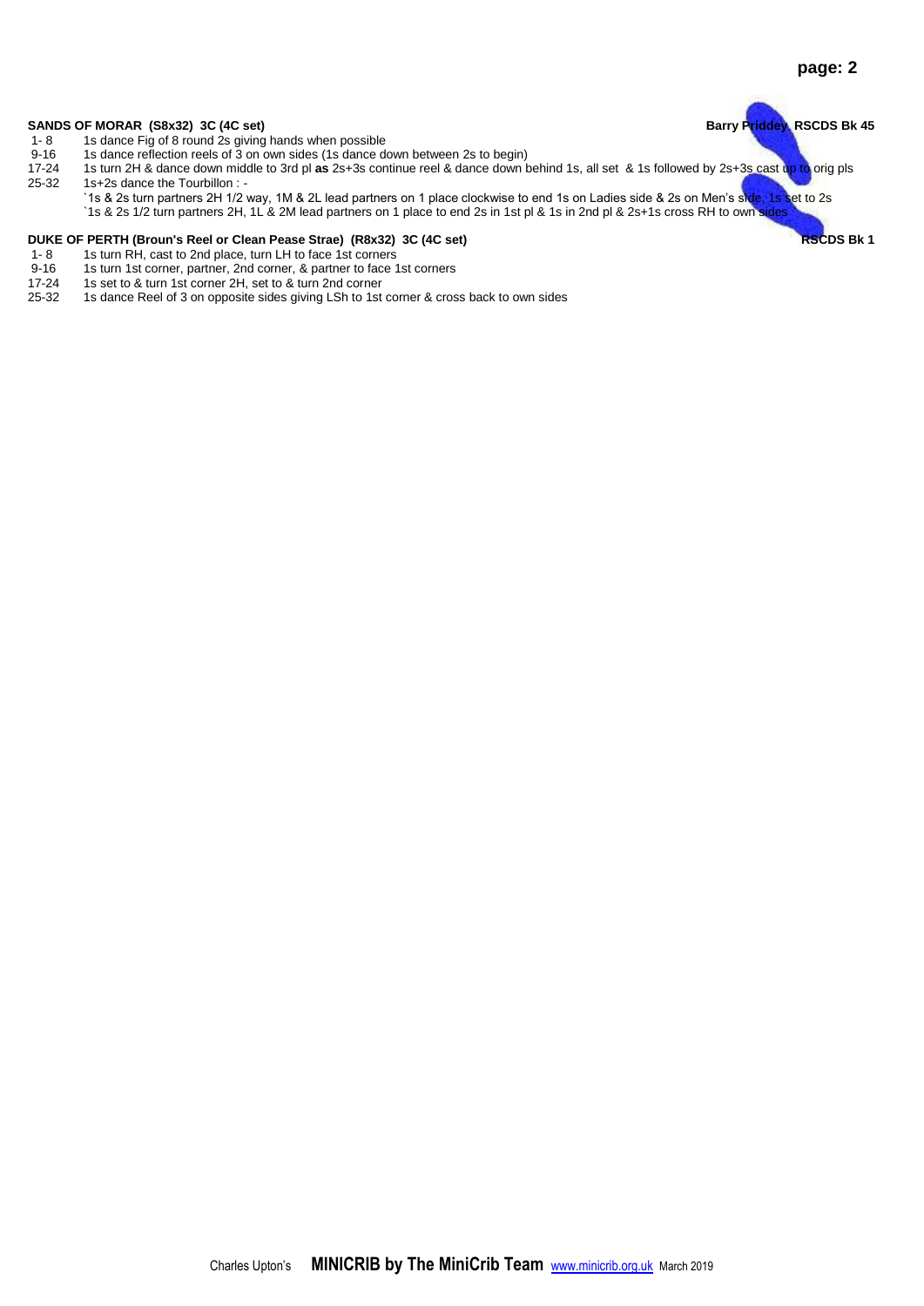**SANDS OF MORAR (S8x32) 3C (4C set)** **Barry Priddey RSCDS Bk 45**

1- 8 1s dance Fig of 8 round 2s giving hands when possible
9-16 1s dance reflection reels of 3 on own sides (1s dance down between 2s to begin)
17-24 1s turn 2H & dance down middle to 3rd pl **as** 2s+3s continue reel & dance down behind 1s, all set & 1s followed by 2s+3s cast up to orig pls
25-32 1s+2s dance the Tourbillon : -
`1s & 2s turn partners 2H 1/2 way, 1M & 2L lead partners on 1 place clockwise to end 1s on Ladies side & 2s on Men's side, 1s set to 2s
`1s & 2s 1/2 turn partners 2H, 1L & 2M lead partners on 1 place to end 2s in 1st pl & 1s in 2nd pl & 2s+1s cross RH to own sides

**DUKE OF PERTH (Broun's Reel or Clean Pease Strae) (R8x32) 3C (4C set)** **RSCDS Bk 1**

1- 8 1s turn RH, cast to 2nd place, turn LH to face 1st corners
9-16 1s turn 1st corner, partner, 2nd corner, & partner to face 1st corners
17-24 1s set to & turn 1st corner 2H, set to & turn 2nd corner
25-32 1s dance Reel of 3 on opposite sides giving LSh to 1st corner & cross back to own sides